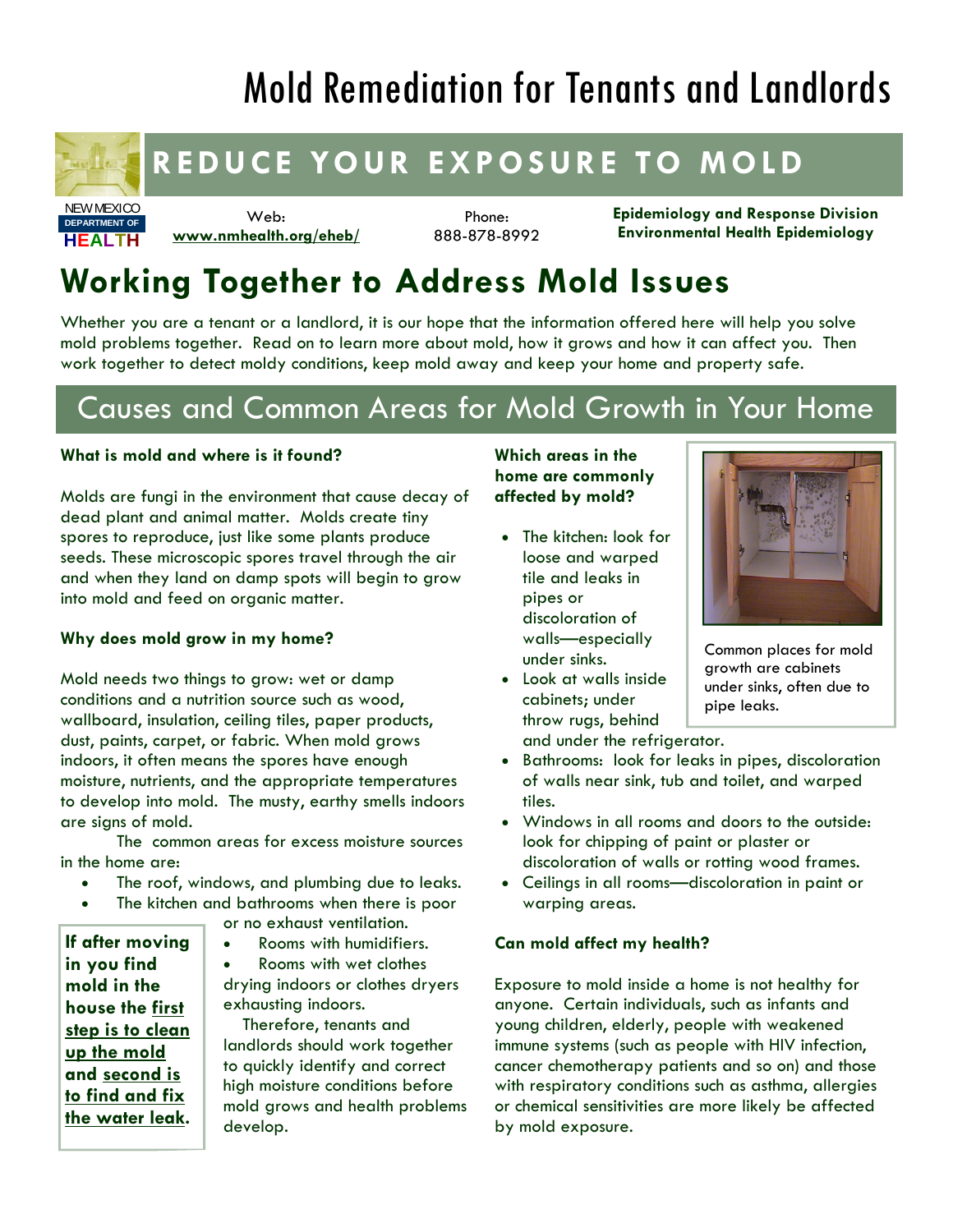# Mold Remediation for Tenants and Landlords

## REDUCE YOUR EXPOSURE TO MOLD

NEW MEXICO DEPARTMENT OF HEALTH

Web: **www.nmhealth.org/eheb/**

Phone: 888-878-8992

**Epidemiology and Response Division**
**Environmental Health Epidemiology**

# Working Together to Address Mold Issues

Whether you are a tenant or a landlord, it is our hope that the information offered here will help you solve mold problems together. Read on to learn more about mold, how it grows and how it can affect you. Then work together to detect moldy conditions, keep mold away and keep your home and property safe.

## Causes and Common Areas for Mold Growth in Your Home

**What is mold and where is it found?**

Molds are fungi in the environment that cause decay of dead plant and animal matter. Molds create tiny spores to reproduce, just like some plants produce seeds. These microscopic spores travel through the air and when they land on damp spots will begin to grow into mold and feed on organic matter.

**Why does mold grow in my home?**

Mold needs two things to grow: wet or damp conditions and a nutrition source such as wood, wallboard, insulation, ceiling tiles, paper products, dust, paints, carpet, or fabric. When mold grows indoors, it often means the spores have enough moisture, nutrients, and the appropriate temperatures to develop into mold. The musty, earthy smells indoors are signs of mold.

The common areas for excess moisture sources in the home are:

- The roof, windows, and plumbing due to leaks.
- The kitchen and bathrooms when there is poor or no exhaust ventilation.
- Rooms with humidifiers.
- Rooms with wet clothes drying indoors or clothes dryers exhausting indoors.

Therefore, tenants and landlords should work together to quickly identify and correct high moisture conditions before mold grows and health problems develop.

**If after moving in you find mold in the house the <u>first step is to clean up the mold</u> and <u>second is to find and fix the water leak</u>.**

**Which areas in the home are commonly affected by mold?**

- The kitchen: look for loose and warped tile and leaks in pipes or discoloration of walls—especially under sinks.
- Look at walls inside cabinets; under throw rugs, behind and under the refrigerator.
- Bathrooms: look for leaks in pipes, discoloration of walls near sink, tub and toilet, and warped tiles.
- Windows in all rooms and doors to the outside: look for chipping of paint or plaster or discoloration of walls or rotting wood frames.
- Ceilings in all rooms—discoloration in paint or warping areas.

Common places for mold growth are cabinets under sinks, often due to pipe leaks.

**Can mold affect my health?**

Exposure to mold inside a home is not healthy for anyone. Certain individuals, such as infants and young children, elderly, people with weakened immune systems (such as people with HIV infection, cancer chemotherapy patients and so on) and those with respiratory conditions such as asthma, allergies or chemical sensitivities are more likely be affected by mold exposure.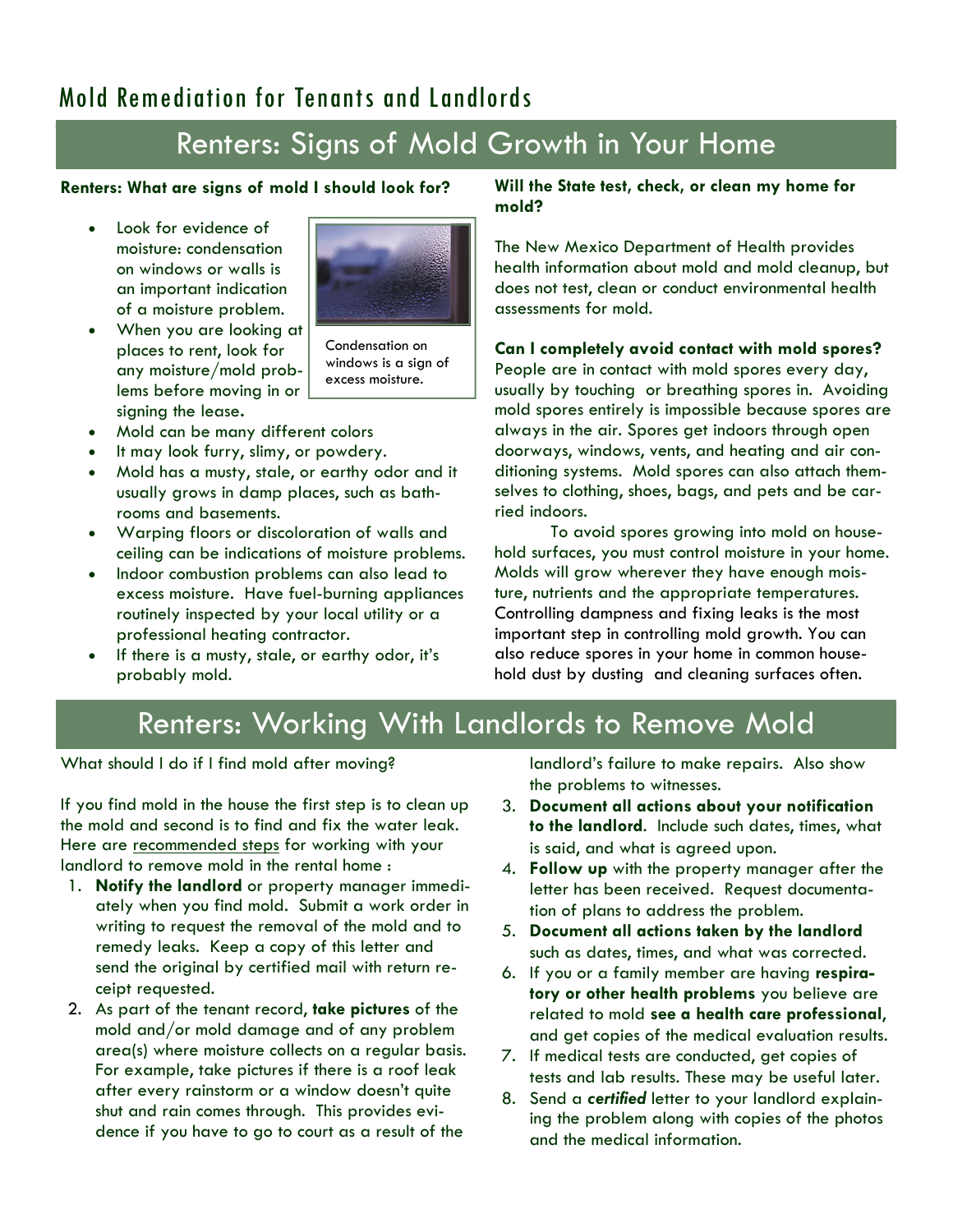# Mold Remediation for Tenants and Landlords

## Renters: Signs of Mold Growth in Your Home

**Renters: What are signs of mold I should look for?**

- Look for evidence of moisture: condensation on windows or walls is an important indication of a moisture problem.
- When you are looking at places to rent, look for any moisture/mold problems before moving in or signing the lease.
- Mold can be many different colors
- It may look furry, slimy, or powdery.
- Mold has a musty, stale, or earthy odor and it usually grows in damp places, such as bathrooms and basements.
- Warping floors or discoloration of walls and ceiling can be indications of moisture problems.
- Indoor combustion problems can also lead to excess moisture. Have fuel-burning appliances routinely inspected by your local utility or a professional heating contractor.
- If there is a musty, stale, or earthy odor, it's probably mold.

Condensation on windows is a sign of excess moisture.

**Will the State test, check, or clean my home for mold?**

The New Mexico Department of Health provides health information about mold and mold cleanup, but does not test, clean or conduct environmental health assessments for mold.

**Can I completely avoid contact with mold spores?**

People are in contact with mold spores every day, usually by touching or breathing spores in. Avoiding mold spores entirely is impossible because spores are always in the air. Spores get indoors through open doorways, windows, vents, and heating and air conditioning systems. Mold spores can also attach themselves to clothing, shoes, bags, and pets and be carried indoors.

To avoid spores growing into mold on household surfaces, you must control moisture in your home. Molds will grow wherever they have enough moisture, nutrients and the appropriate temperatures. Controlling dampness and fixing leaks is the most important step in controlling mold growth. You can also reduce spores in your home in common household dust by dusting and cleaning surfaces often.

## Renters: Working With Landlords to Remove Mold

What should I do if I find mold after moving?

If you find mold in the house the first step is to clean up the mold and second is to find and fix the water leak. Here are recommended steps for working with your landlord to remove mold in the rental home :

1. **Notify the landlord** or property manager immediately when you find mold. Submit a work order in writing to request the removal of the mold and to remedy leaks. Keep a copy of this letter and send the original by certified mail with return receipt requested.
2. As part of the tenant record, **take pictures** of the mold and/or mold damage and of any problem area(s) where moisture collects on a regular basis. For example, take pictures if there is a roof leak after every rainstorm or a window doesn't quite shut and rain comes through. This provides evidence if you have to go to court as a result of the landlord's failure to make repairs. Also show the problems to witnesses.
3. **Document all actions about your notification to the landlord**. Include such dates, times, what is said, and what is agreed upon.
4. **Follow up** with the property manager after the letter has been received. Request documentation of plans to address the problem.
5. **Document all actions taken by the landlord** such as dates, times, and what was corrected.
6. If you or a family member are having **respiratory or other health problems** you believe are related to mold **see a health care professional**, and get copies of the medical evaluation results.
7. If medical tests are conducted, get copies of tests and lab results. These may be useful later.
8. Send a ***certified*** letter to your landlord explaining the problem along with copies of the photos and the medical information.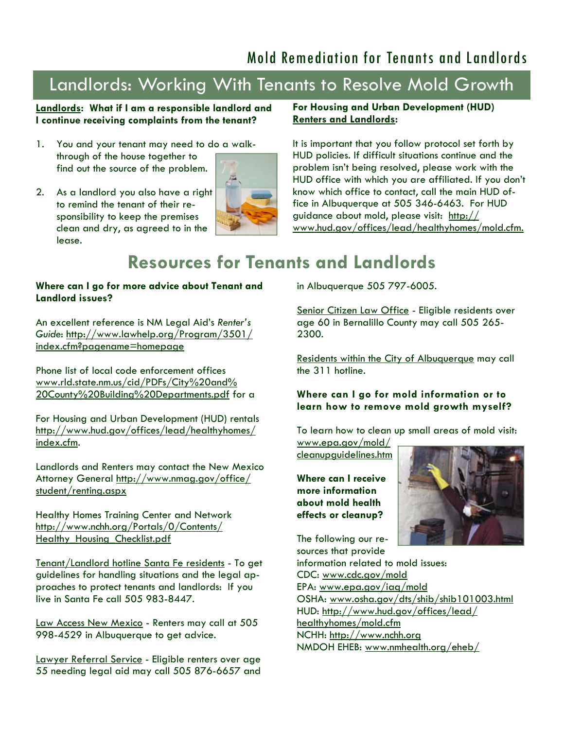## Landlords: Working With Tenants to Resolve Mold Growth

**Landlords: What if I am a responsible landlord and I continue receiving complaints from the tenant?**

1. You and your tenant may need to do a walk-through of the house together to find out the source of the problem.
2. As a landlord you also have a right to remind the tenant of their responsibility to keep the premises clean and dry, as agreed to in the lease.

**For Housing and Urban Development (HUD) Renters and Landlords:**

It is important that you follow protocol set forth by HUD policies. If difficult situations continue and the problem isn't being resolved, please work with the HUD office with which you are affiliated. If you don't know which office to contact, call the main HUD office in Albuquerque at 505 346-6463. For HUD guidance about mold, please visit: http://www.hud.gov/offices/lead/healthyhomes/mold.cfm.

## Resources for Tenants and Landlords

**Where can I go for more advice about Tenant and Landlord issues?**

An excellent reference is NM Legal Aid's *Renter's Guide*: http://www.lawhelp.org/Program/3501/index.cfm?pagename=homepage

Phone list of local code enforcement offices www.rld.state.nm.us/cid/PDFs/City%20and%20County%20Building%20Departments.pdf for a

For Housing and Urban Development (HUD) rentals http://www.hud.gov/offices/lead/healthyhomes/index.cfm.

Landlords and Renters may contact the New Mexico Attorney General http://www.nmag.gov/office/student/renting.aspx

Healthy Homes Training Center and Network http://www.nchh.org/Portals/0/Contents/Healthy_Housing_Checklist.pdf

Tenant/Landlord hotline Santa Fe residents - To get guidelines for handling situations and the legal approaches to protect tenants and landlords: If you live in Santa Fe call 505 983-8447.

Law Access New Mexico - Renters may call at 505 998-4529 in Albuquerque to get advice.

Lawyer Referral Service - Eligible renters over age 55 needing legal aid may call 505 876-6657 and in Albuquerque 505 797-6005.

Senior Citizen Law Office - Eligible residents over age 60 in Bernalillo County may call 505 265-2300.

Residents within the City of Albuquerque may call the 311 hotline.

**Where can I go for mold information or to learn how to remove mold growth myself?**

To learn how to clean up small areas of mold visit: www.epa.gov/mold/cleanupguidelines.htm

**Where can I receive more information about mold health effects or cleanup?**

The following our resources that provide information related to mold issues:
CDC: www.cdc.gov/mold
EPA: www.epa.gov/iaq/mold
OSHA: www.osha.gov/dts/shib/shib101003.html
HUD: http://www.hud.gov/offices/lead/healthyhomes/mold.cfm
NCHH: http://www.nchh.org
NMDOH EHEB: www.nmhealth.org/eheb/